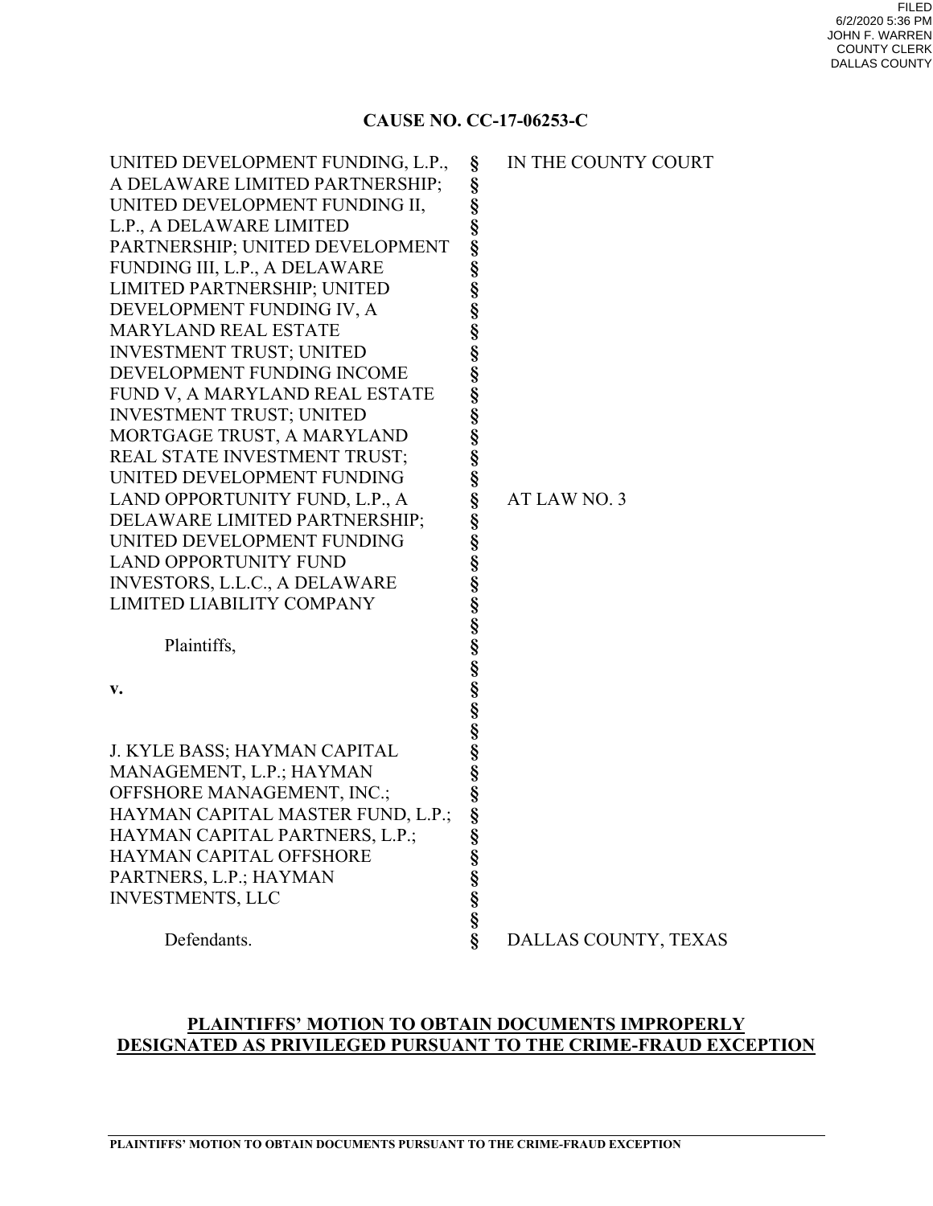FILED
6/2/2020 5:36 PM
JOHN F. WARREN
COUNTY CLERK
DALLAS COUNTY

**CAUSE NO. CC-17-06253-C**

| | | |
|---|---|---|
| UNITED DEVELOPMENT FUNDING, L.P., A DELAWARE LIMITED PARTNERSHIP; UNITED DEVELOPMENT FUNDING II, L.P., A DELAWARE LIMITED PARTNERSHIP; UNITED DEVELOPMENT FUNDING III, L.P., A DELAWARE LIMITED PARTNERSHIP; UNITED DEVELOPMENT FUNDING IV, A MARYLAND REAL ESTATE INVESTMENT TRUST; UNITED DEVELOPMENT FUNDING INCOME FUND V, A MARYLAND REAL ESTATE INVESTMENT TRUST; UNITED MORTGAGE TRUST, A MARYLAND REAL STATE INVESTMENT TRUST; UNITED DEVELOPMENT FUNDING LAND OPPORTUNITY FUND, L.P., A DELAWARE LIMITED PARTNERSHIP; UNITED DEVELOPMENT FUNDING LAND OPPORTUNITY FUND INVESTORS, L.L.C., A DELAWARE LIMITED LIABILITY COMPANY | § | IN THE COUNTY COURT |
| Plaintiffs, | § | AT LAW NO. 3 |
| **v.** | § | |
| J. KYLE BASS; HAYMAN CAPITAL MANAGEMENT, L.P.; HAYMAN OFFSHORE MANAGEMENT, INC.; HAYMAN CAPITAL MASTER FUND, L.P.; HAYMAN CAPITAL PARTNERS, L.P.; HAYMAN CAPITAL OFFSHORE PARTNERS, L.P.; HAYMAN INVESTMENTS, LLC | § | |
| Defendants. | § | DALLAS COUNTY, TEXAS |

**PLAINTIFFS' MOTION TO OBTAIN DOCUMENTS IMPROPERLY DESIGNATED AS PRIVILEGED PURSUANT TO THE CRIME-FRAUD EXCEPTION**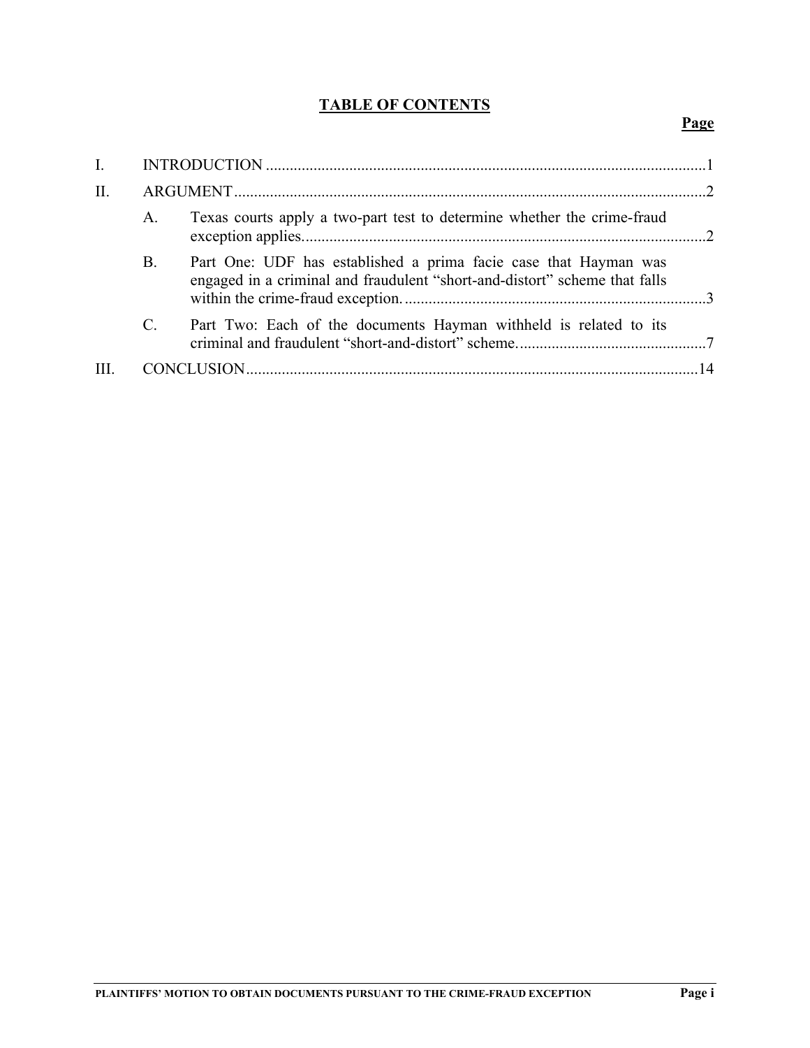## TABLE OF CONTENTS

**Page**

I. INTRODUCTION ....................................................................................................................1

II. ARGUMENT ..........................................................................................................................2

- A. Texas courts apply a two-part test to determine whether the crime-fraud exception applies. ...........................................................................................................2
- B. Part One: UDF has established a prima facie case that Hayman was engaged in a criminal and fraudulent "short-and-distort" scheme that falls within the crime-fraud exception. .............................................................................3
- C. Part Two: Each of the documents Hayman withheld is related to its criminal and fraudulent "short-and-distort" scheme. ................................................7

III. CONCLUSION ....................................................................................................................14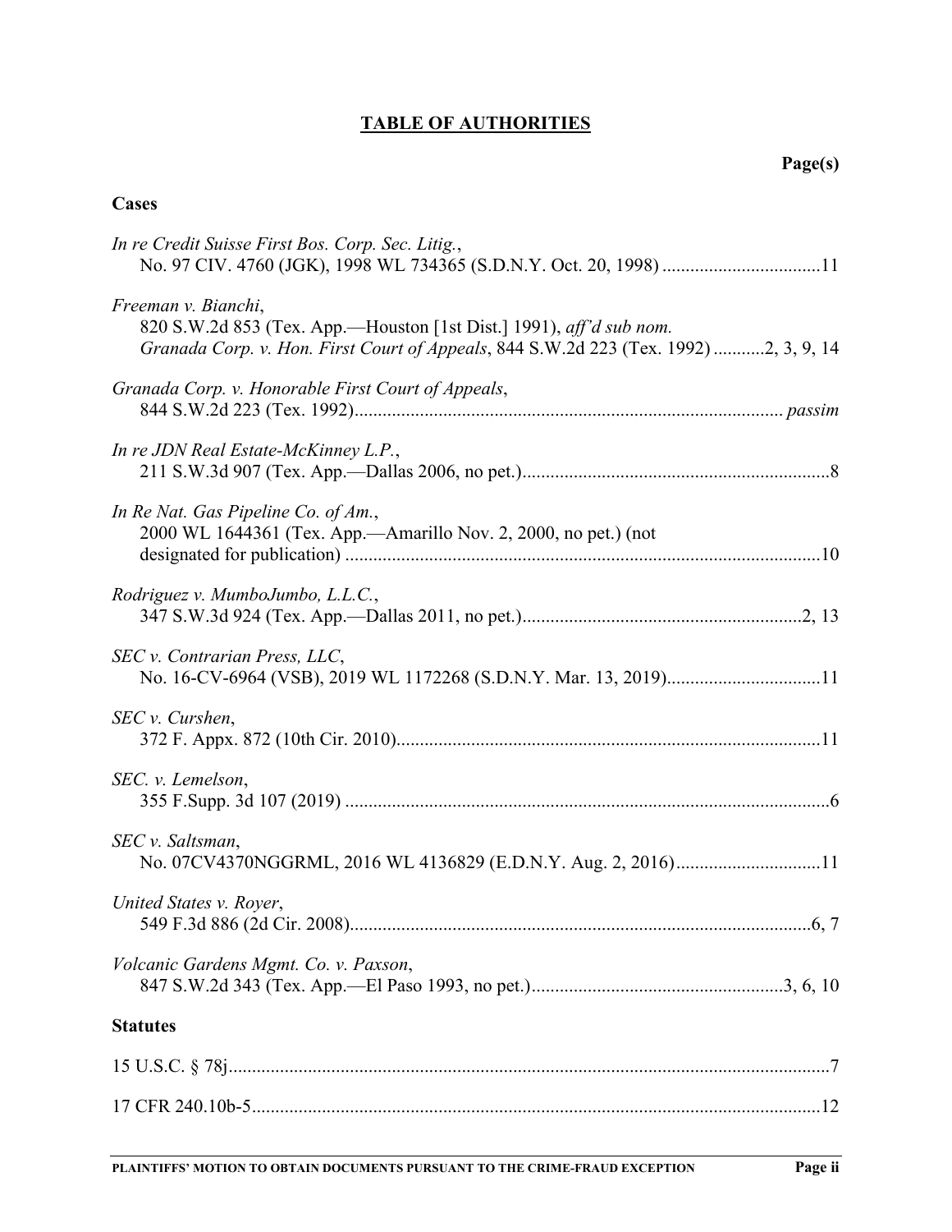## TABLE OF AUTHORITIES

**Page(s)**

### Cases

*In re Credit Suisse First Bos. Corp. Sec. Litig.*,
No. 97 CIV. 4760 (JGK), 1998 WL 734365 (S.D.N.Y. Oct. 20, 1998) ..................................11

*Freeman v. Bianchi*,
820 S.W.2d 853 (Tex. App.—Houston [1st Dist.] 1991), *aff'd sub nom. Granada Corp. v. Hon. First Court of Appeals*, 844 S.W.2d 223 (Tex. 1992) ...........2, 3, 9, 14

*Granada Corp. v. Honorable First Court of Appeals*,
844 S.W.2d 223 (Tex. 1992)........................................................................................... *passim*

*In re JDN Real Estate-McKinney L.P.*,
211 S.W.3d 907 (Tex. App.—Dallas 2006, no pet.)..................................................................8

*In Re Nat. Gas Pipeline Co. of Am.*,
2000 WL 1644361 (Tex. App.—Amarillo Nov. 2, 2000, no pet.) (not designated for publication) .....................................................................................................10

*Rodriguez v. MumboJumbo, L.L.C.*,
347 S.W.3d 924 (Tex. App.—Dallas 2011, no pet.)............................................................2, 13

*SEC v. Contrarian Press, LLC*,
No. 16-CV-6964 (VSB), 2019 WL 1172268 (S.D.N.Y. Mar. 13, 2019).................................11

*SEC v. Curshen*,
372 F. Appx. 872 (10th Cir. 2010)...........................................................................................11

*SEC. v. Lemelson*,
355 F.Supp. 3d 107 (2019) ........................................................................................................6

*SEC v. Saltsman*,
No. 07CV4370NGGRML, 2016 WL 4136829 (E.D.N.Y. Aug. 2, 2016)...............................11

*United States v. Royer*,
549 F.3d 886 (2d Cir. 2008)...................................................................................................6, 7

*Volcanic Gardens Mgmt. Co. v. Paxson*,
847 S.W.2d 343 (Tex. App.—El Paso 1993, no pet.)......................................................3, 6, 10

### Statutes

15 U.S.C. § 78j................................................................................................................................7

17 CFR 240.10b-5.........................................................................................................................12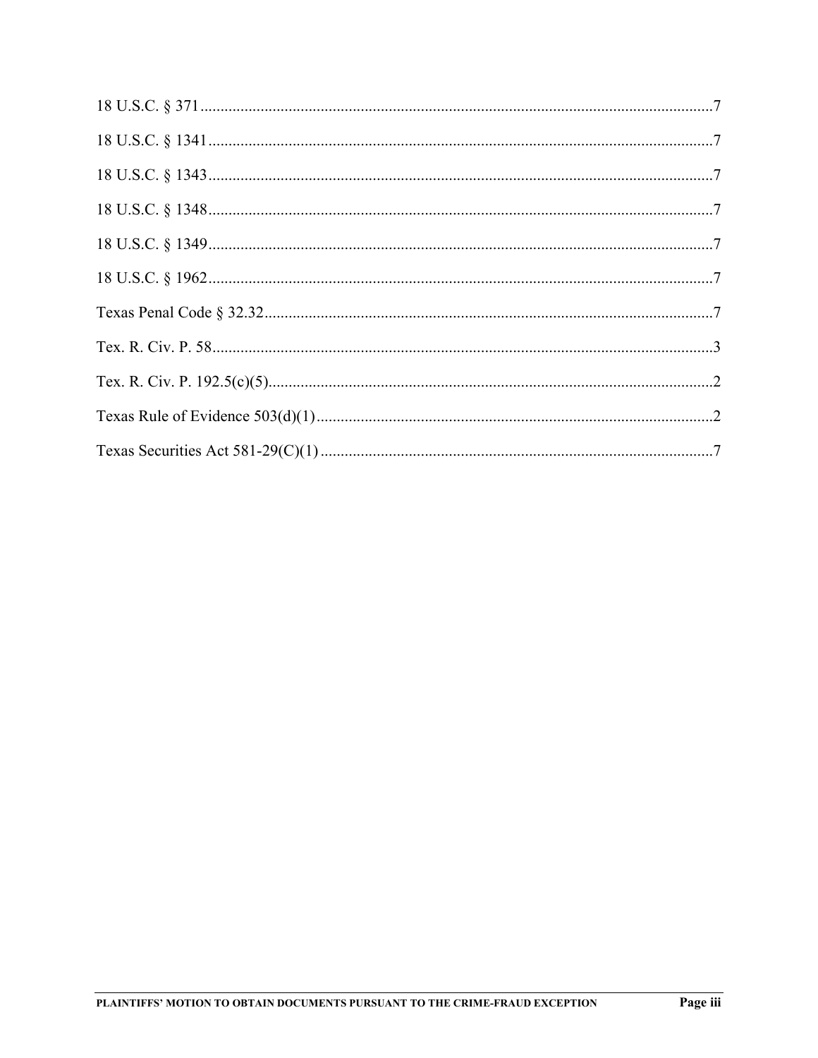18 U.S.C. § 371 ............................................................................................................................7

18 U.S.C. § 1341 ..........................................................................................................................7

18 U.S.C. § 1343 ..........................................................................................................................7

18 U.S.C. § 1348 ..........................................................................................................................7

18 U.S.C. § 1349 ..........................................................................................................................7

18 U.S.C. § 1962 ..........................................................................................................................7

Texas Penal Code § 32.32 ............................................................................................................7

Tex. R. Civ. P. 58 .........................................................................................................................3

Tex. R. Civ. P. 192.5(c)(5) ...........................................................................................................2

Texas Rule of Evidence 503(d)(1) ...............................................................................................2

Texas Securities Act 581-29(C)(1) ...............................................................................................7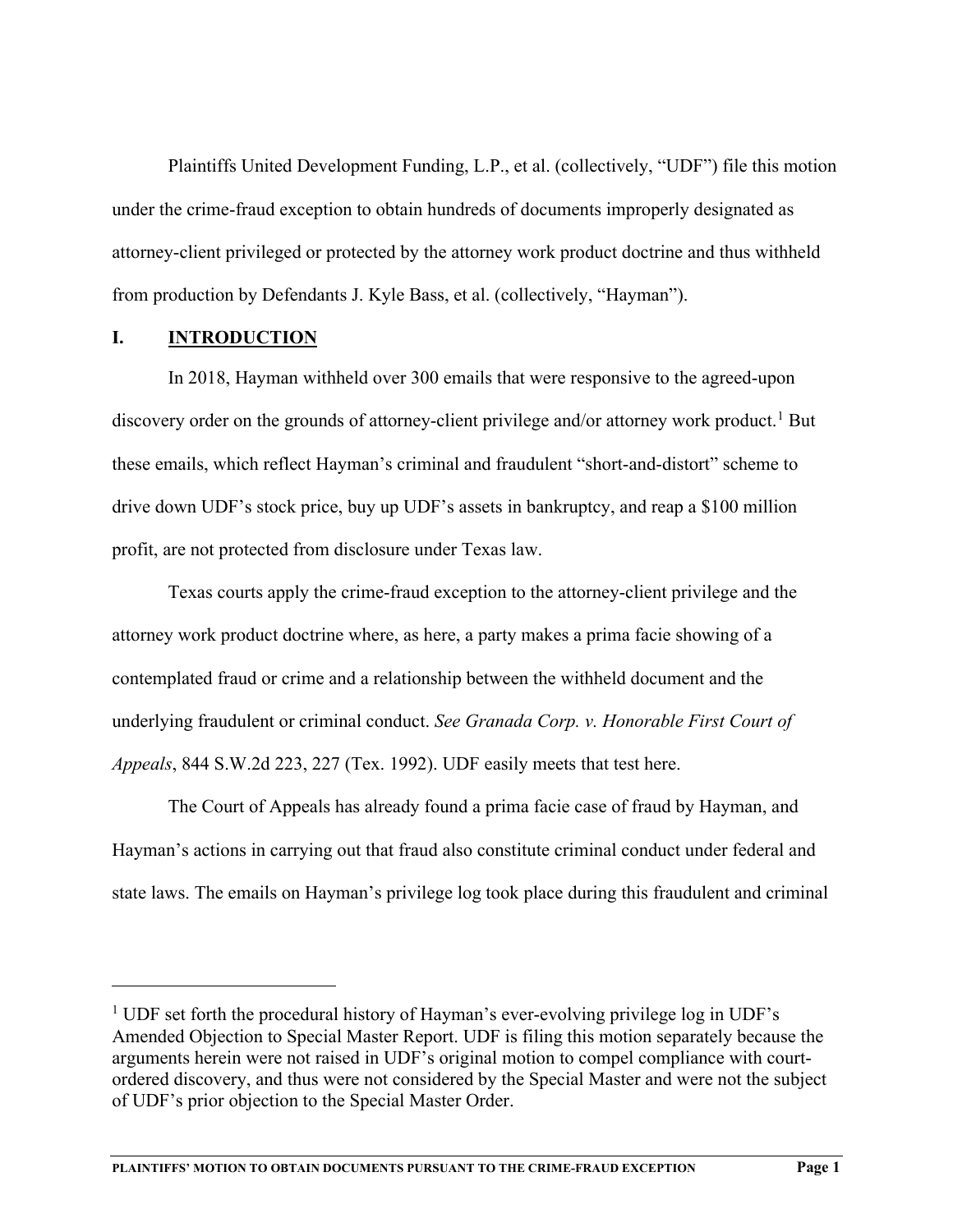Plaintiffs United Development Funding, L.P., et al. (collectively, "UDF") file this motion under the crime-fraud exception to obtain hundreds of documents improperly designated as attorney-client privileged or protected by the attorney work product doctrine and thus withheld from production by Defendants J. Kyle Bass, et al. (collectively, "Hayman").

## I. INTRODUCTION

In 2018, Hayman withheld over 300 emails that were responsive to the agreed-upon discovery order on the grounds of attorney-client privilege and/or attorney work product.[1] But these emails, which reflect Hayman's criminal and fraudulent "short-and-distort" scheme to drive down UDF's stock price, buy up UDF's assets in bankruptcy, and reap a $100 million profit, are not protected from disclosure under Texas law.

Texas courts apply the crime-fraud exception to the attorney-client privilege and the attorney work product doctrine where, as here, a party makes a prima facie showing of a contemplated fraud or crime and a relationship between the withheld document and the underlying fraudulent or criminal conduct. *See Granada Corp. v. Honorable First Court of Appeals*, 844 S.W.2d 223, 227 (Tex. 1992). UDF easily meets that test here.

The Court of Appeals has already found a prima facie case of fraud by Hayman, and Hayman's actions in carrying out that fraud also constitute criminal conduct under federal and state laws. The emails on Hayman's privilege log took place during this fraudulent and criminal

[1] UDF set forth the procedural history of Hayman's ever-evolving privilege log in UDF's Amended Objection to Special Master Report. UDF is filing this motion separately because the arguments herein were not raised in UDF's original motion to compel compliance with court-ordered discovery, and thus were not considered by the Special Master and were not the subject of UDF's prior objection to the Special Master Order.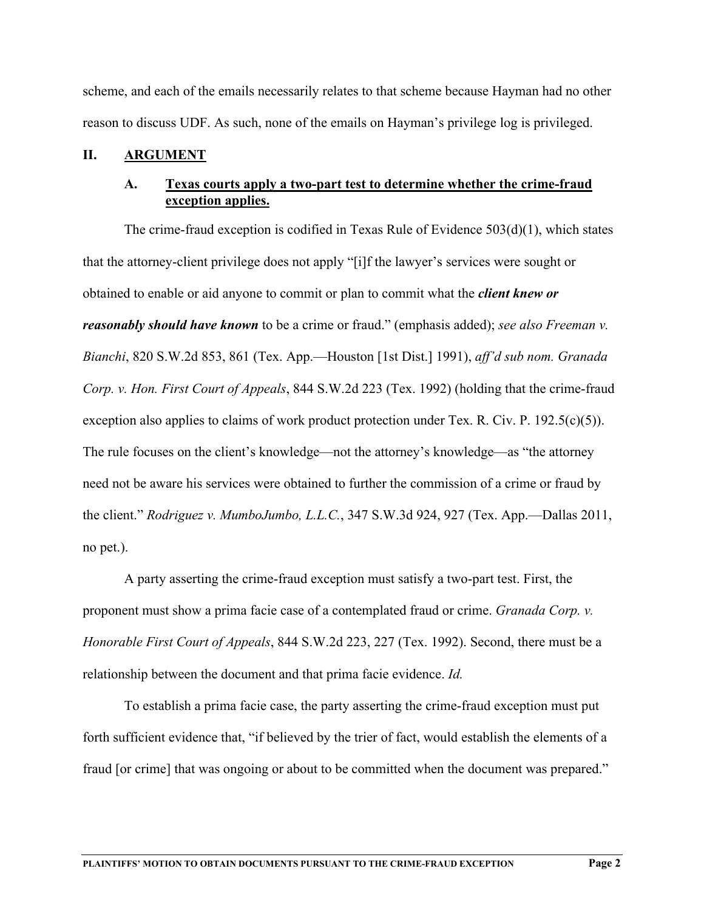scheme, and each of the emails necessarily relates to that scheme because Hayman had no other reason to discuss UDF. As such, none of the emails on Hayman's privilege log is privileged.

## II. ARGUMENT

### A. Texas courts apply a two-part test to determine whether the crime-fraud exception applies.

The crime-fraud exception is codified in Texas Rule of Evidence 503(d)(1), which states that the attorney-client privilege does not apply "[i]f the lawyer's services were sought or obtained to enable or aid anyone to commit or plan to commit what the ***client knew or reasonably should have known*** to be a crime or fraud." (emphasis added); *see also Freeman v. Bianchi*, 820 S.W.2d 853, 861 (Tex. App.—Houston [1st Dist.] 1991), *aff'd sub nom. Granada Corp. v. Hon. First Court of Appeals*, 844 S.W.2d 223 (Tex. 1992) (holding that the crime-fraud exception also applies to claims of work product protection under Tex. R. Civ. P. 192.5(c)(5)). The rule focuses on the client's knowledge—not the attorney's knowledge—as "the attorney need not be aware his services were obtained to further the commission of a crime or fraud by the client." *Rodriguez v. MumboJumbo, L.L.C.*, 347 S.W.3d 924, 927 (Tex. App.—Dallas 2011, no pet.).

A party asserting the crime-fraud exception must satisfy a two-part test. First, the proponent must show a prima facie case of a contemplated fraud or crime. *Granada Corp. v. Honorable First Court of Appeals*, 844 S.W.2d 223, 227 (Tex. 1992). Second, there must be a relationship between the document and that prima facie evidence. *Id.*

To establish a prima facie case, the party asserting the crime-fraud exception must put forth sufficient evidence that, "if believed by the trier of fact, would establish the elements of a fraud [or crime] that was ongoing or about to be committed when the document was prepared."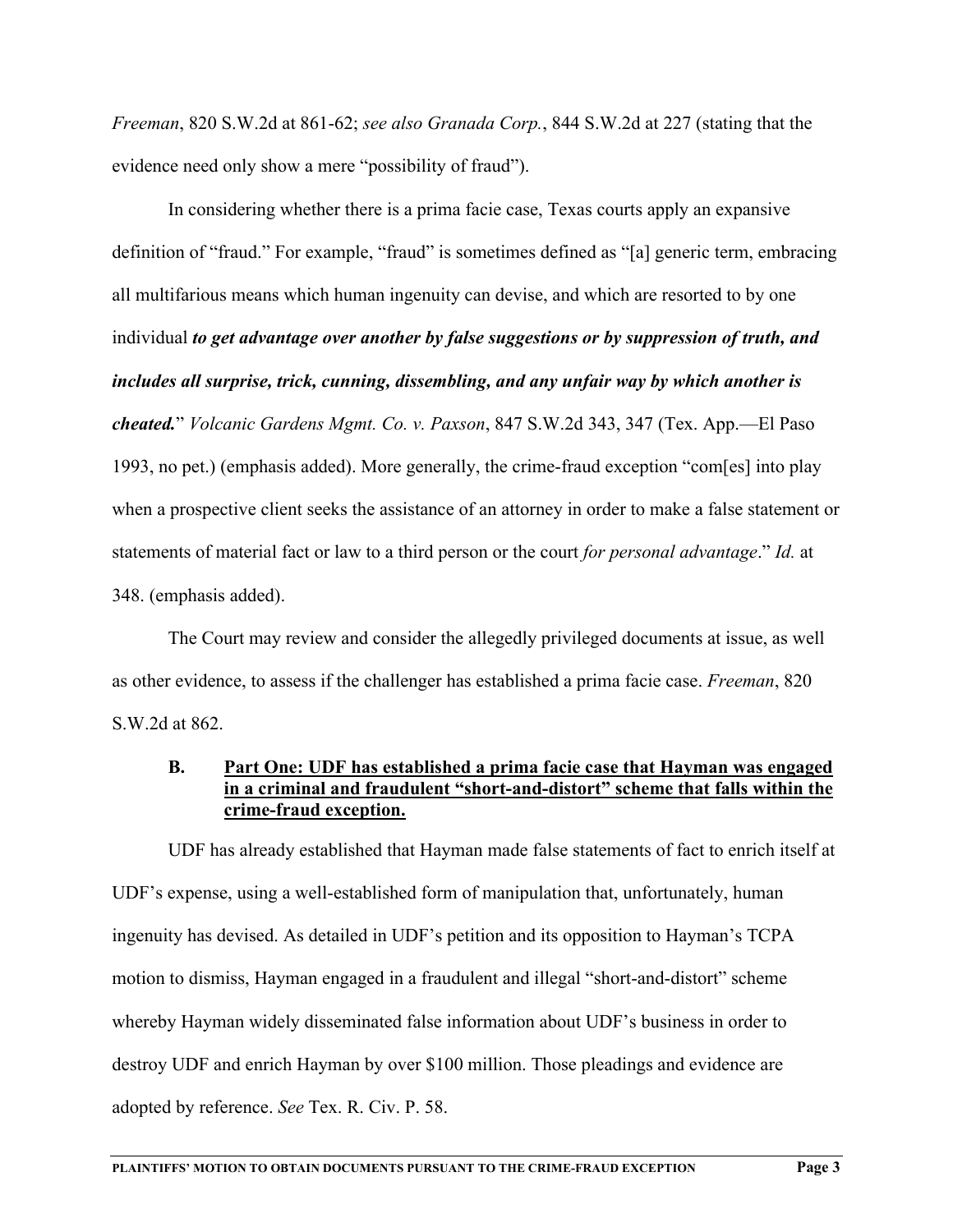*Freeman*, 820 S.W.2d at 861-62; *see also Granada Corp.*, 844 S.W.2d at 227 (stating that the evidence need only show a mere "possibility of fraud").

In considering whether there is a prima facie case, Texas courts apply an expansive definition of "fraud." For example, "fraud" is sometimes defined as "[a] generic term, embracing all multifarious means which human ingenuity can devise, and which are resorted to by one individual ***to get advantage over another by false suggestions or by suppression of truth, and includes all surprise, trick, cunning, dissembling, and any unfair way by which another is cheated.***" *Volcanic Gardens Mgmt. Co. v. Paxson*, 847 S.W.2d 343, 347 (Tex. App.—El Paso 1993, no pet.) (emphasis added). More generally, the crime-fraud exception "com[es] into play when a prospective client seeks the assistance of an attorney in order to make a false statement or statements of material fact or law to a third person or the court *for personal advantage*." *Id.* at 348. (emphasis added).

The Court may review and consider the allegedly privileged documents at issue, as well as other evidence, to assess if the challenger has established a prima facie case. *Freeman*, 820 S.W.2d at 862.

### B. Part One: UDF has established a prima facie case that Hayman was engaged in a criminal and fraudulent "short-and-distort" scheme that falls within the crime-fraud exception.

UDF has already established that Hayman made false statements of fact to enrich itself at UDF's expense, using a well-established form of manipulation that, unfortunately, human ingenuity has devised. As detailed in UDF's petition and its opposition to Hayman's TCPA motion to dismiss, Hayman engaged in a fraudulent and illegal "short-and-distort" scheme whereby Hayman widely disseminated false information about UDF's business in order to destroy UDF and enrich Hayman by over $100 million. Those pleadings and evidence are adopted by reference. *See* Tex. R. Civ. P. 58.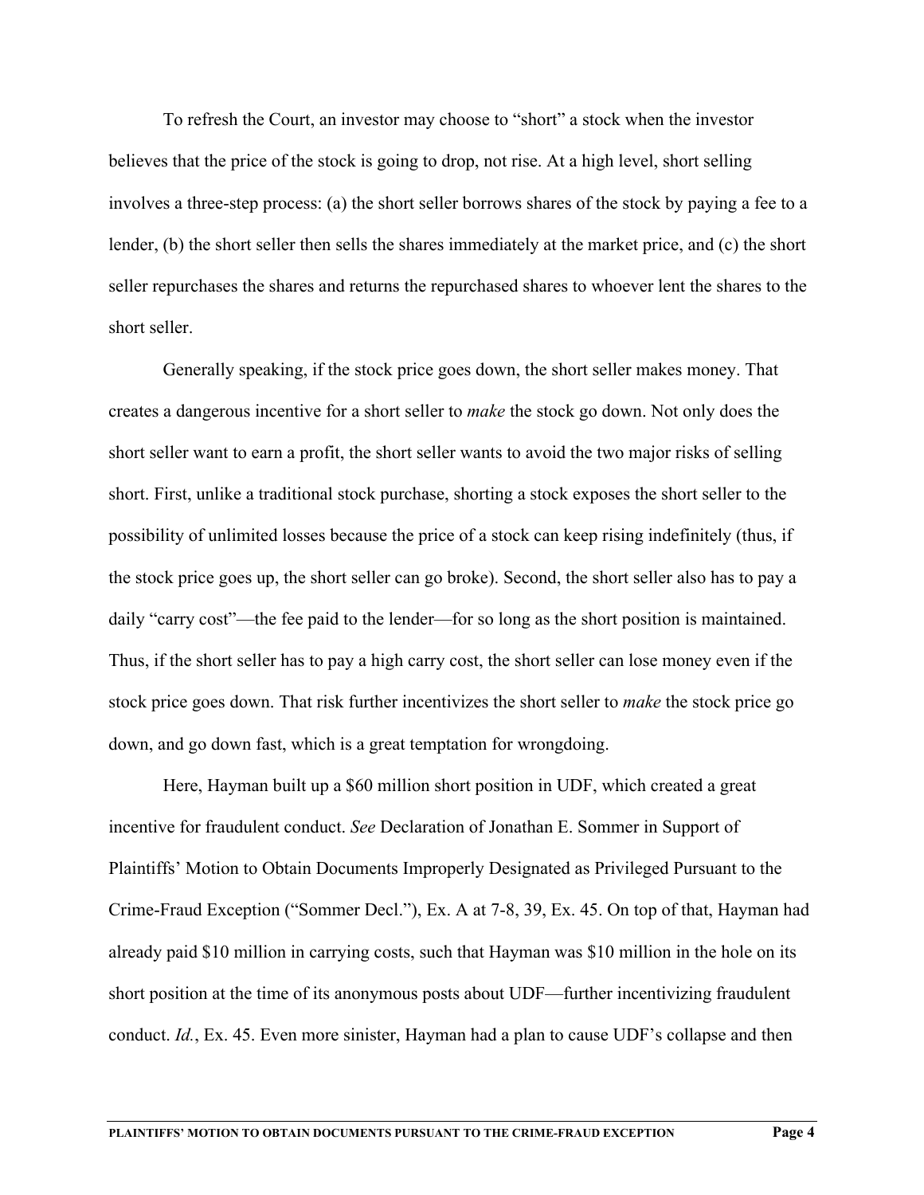To refresh the Court, an investor may choose to "short" a stock when the investor believes that the price of the stock is going to drop, not rise. At a high level, short selling involves a three-step process: (a) the short seller borrows shares of the stock by paying a fee to a lender, (b) the short seller then sells the shares immediately at the market price, and (c) the short seller repurchases the shares and returns the repurchased shares to whoever lent the shares to the short seller.

Generally speaking, if the stock price goes down, the short seller makes money. That creates a dangerous incentive for a short seller to *make* the stock go down. Not only does the short seller want to earn a profit, the short seller wants to avoid the two major risks of selling short. First, unlike a traditional stock purchase, shorting a stock exposes the short seller to the possibility of unlimited losses because the price of a stock can keep rising indefinitely (thus, if the stock price goes up, the short seller can go broke). Second, the short seller also has to pay a daily "carry cost"—the fee paid to the lender—for so long as the short position is maintained. Thus, if the short seller has to pay a high carry cost, the short seller can lose money even if the stock price goes down. That risk further incentivizes the short seller to *make* the stock price go down, and go down fast, which is a great temptation for wrongdoing.

Here, Hayman built up a $60 million short position in UDF, which created a great incentive for fraudulent conduct. *See* Declaration of Jonathan E. Sommer in Support of Plaintiffs' Motion to Obtain Documents Improperly Designated as Privileged Pursuant to the Crime-Fraud Exception ("Sommer Decl."), Ex. A at 7-8, 39, Ex. 45. On top of that, Hayman had already paid $10 million in carrying costs, such that Hayman was $10 million in the hole on its short position at the time of its anonymous posts about UDF—further incentivizing fraudulent conduct. *Id.*, Ex. 45. Even more sinister, Hayman had a plan to cause UDF's collapse and then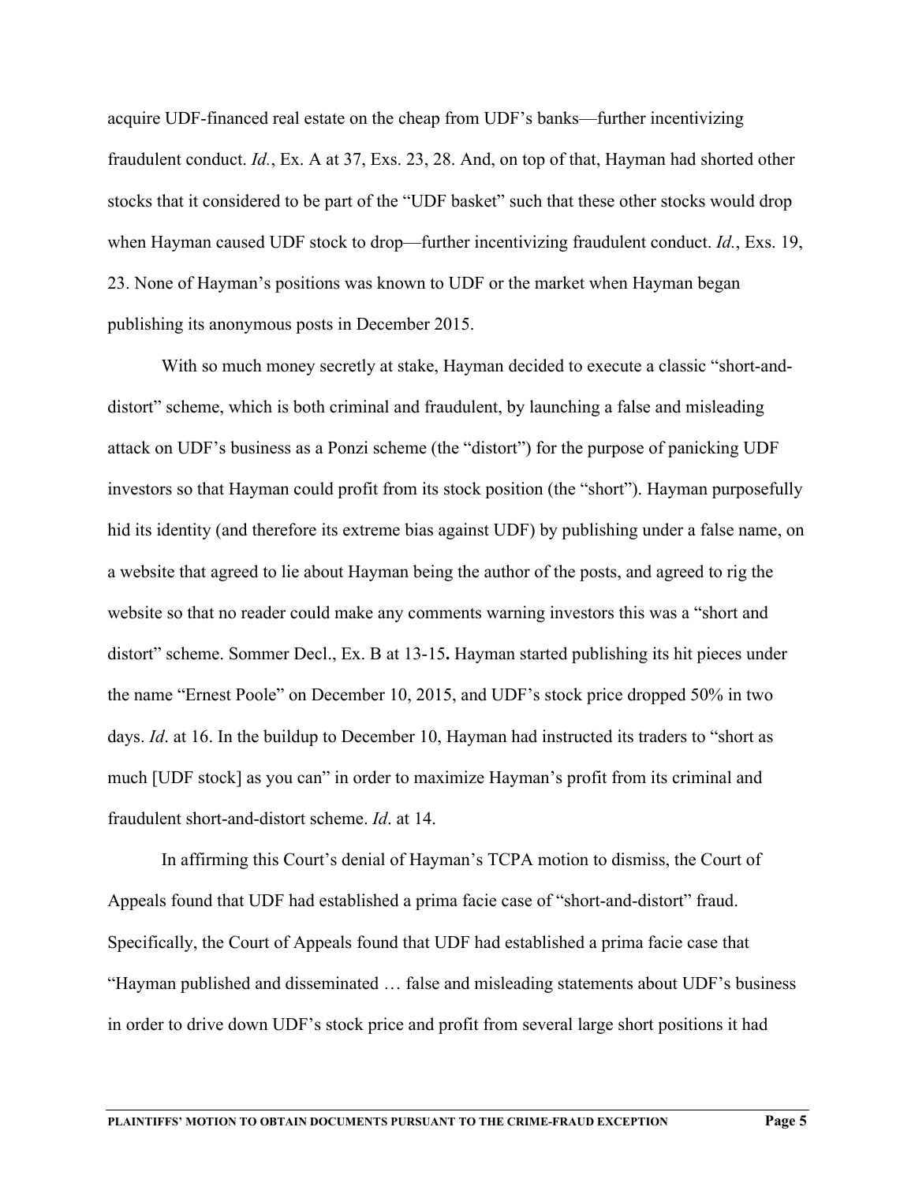acquire UDF-financed real estate on the cheap from UDF's banks—further incentivizing fraudulent conduct. *Id.*, Ex. A at 37, Exs. 23, 28. And, on top of that, Hayman had shorted other stocks that it considered to be part of the "UDF basket" such that these other stocks would drop when Hayman caused UDF stock to drop—further incentivizing fraudulent conduct. *Id.*, Exs. 19, 23. None of Hayman's positions was known to UDF or the market when Hayman began publishing its anonymous posts in December 2015.

With so much money secretly at stake, Hayman decided to execute a classic "short-and-distort" scheme, which is both criminal and fraudulent, by launching a false and misleading attack on UDF's business as a Ponzi scheme (the "distort") for the purpose of panicking UDF investors so that Hayman could profit from its stock position (the "short"). Hayman purposefully hid its identity (and therefore its extreme bias against UDF) by publishing under a false name, on a website that agreed to lie about Hayman being the author of the posts, and agreed to rig the website so that no reader could make any comments warning investors this was a "short and distort" scheme. Sommer Decl., Ex. B at 13-15**.** Hayman started publishing its hit pieces under the name "Ernest Poole" on December 10, 2015, and UDF's stock price dropped 50% in two days. *Id*. at 16. In the buildup to December 10, Hayman had instructed its traders to "short as much [UDF stock] as you can" in order to maximize Hayman's profit from its criminal and fraudulent short-and-distort scheme. *Id*. at 14.

In affirming this Court's denial of Hayman's TCPA motion to dismiss, the Court of Appeals found that UDF had established a prima facie case of "short-and-distort" fraud. Specifically, the Court of Appeals found that UDF had established a prima facie case that "Hayman published and disseminated … false and misleading statements about UDF's business in order to drive down UDF's stock price and profit from several large short positions it had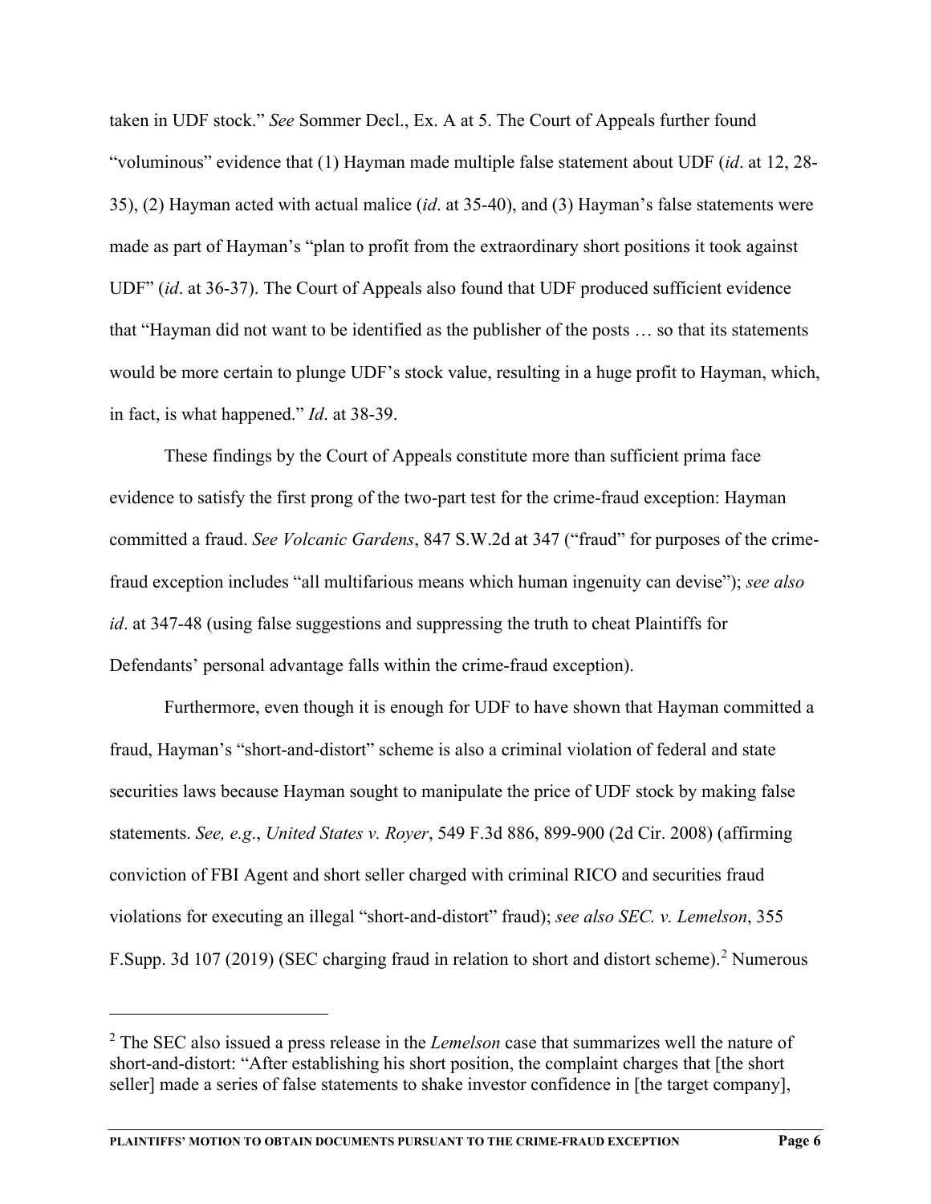taken in UDF stock." *See* Sommer Decl., Ex. A at 5. The Court of Appeals further found "voluminous" evidence that (1) Hayman made multiple false statement about UDF (*id*. at 12, 28-35), (2) Hayman acted with actual malice (*id*. at 35-40), and (3) Hayman's false statements were made as part of Hayman's "plan to profit from the extraordinary short positions it took against UDF" (*id*. at 36-37). The Court of Appeals also found that UDF produced sufficient evidence that "Hayman did not want to be identified as the publisher of the posts … so that its statements would be more certain to plunge UDF's stock value, resulting in a huge profit to Hayman, which, in fact, is what happened." *Id*. at 38-39.

These findings by the Court of Appeals constitute more than sufficient prima face evidence to satisfy the first prong of the two-part test for the crime-fraud exception: Hayman committed a fraud. *See Volcanic Gardens*, 847 S.W.2d at 347 ("fraud" for purposes of the crime-fraud exception includes "all multifarious means which human ingenuity can devise"); *see also id*. at 347-48 (using false suggestions and suppressing the truth to cheat Plaintiffs for Defendants' personal advantage falls within the crime-fraud exception).

Furthermore, even though it is enough for UDF to have shown that Hayman committed a fraud, Hayman's "short-and-distort" scheme is also a criminal violation of federal and state securities laws because Hayman sought to manipulate the price of UDF stock by making false statements. *See, e.g*., *United States v. Royer*, 549 F.3d 886, 899-900 (2d Cir. 2008) (affirming conviction of FBI Agent and short seller charged with criminal RICO and securities fraud violations for executing an illegal "short-and-distort" fraud); *see also SEC. v. Lemelson*, 355 F.Supp. 3d 107 (2019) (SEC charging fraud in relation to short and distort scheme).[2] Numerous

[2] The SEC also issued a press release in the *Lemelson* case that summarizes well the nature of short-and-distort: "After establishing his short position, the complaint charges that [the short seller] made a series of false statements to shake investor confidence in [the target company],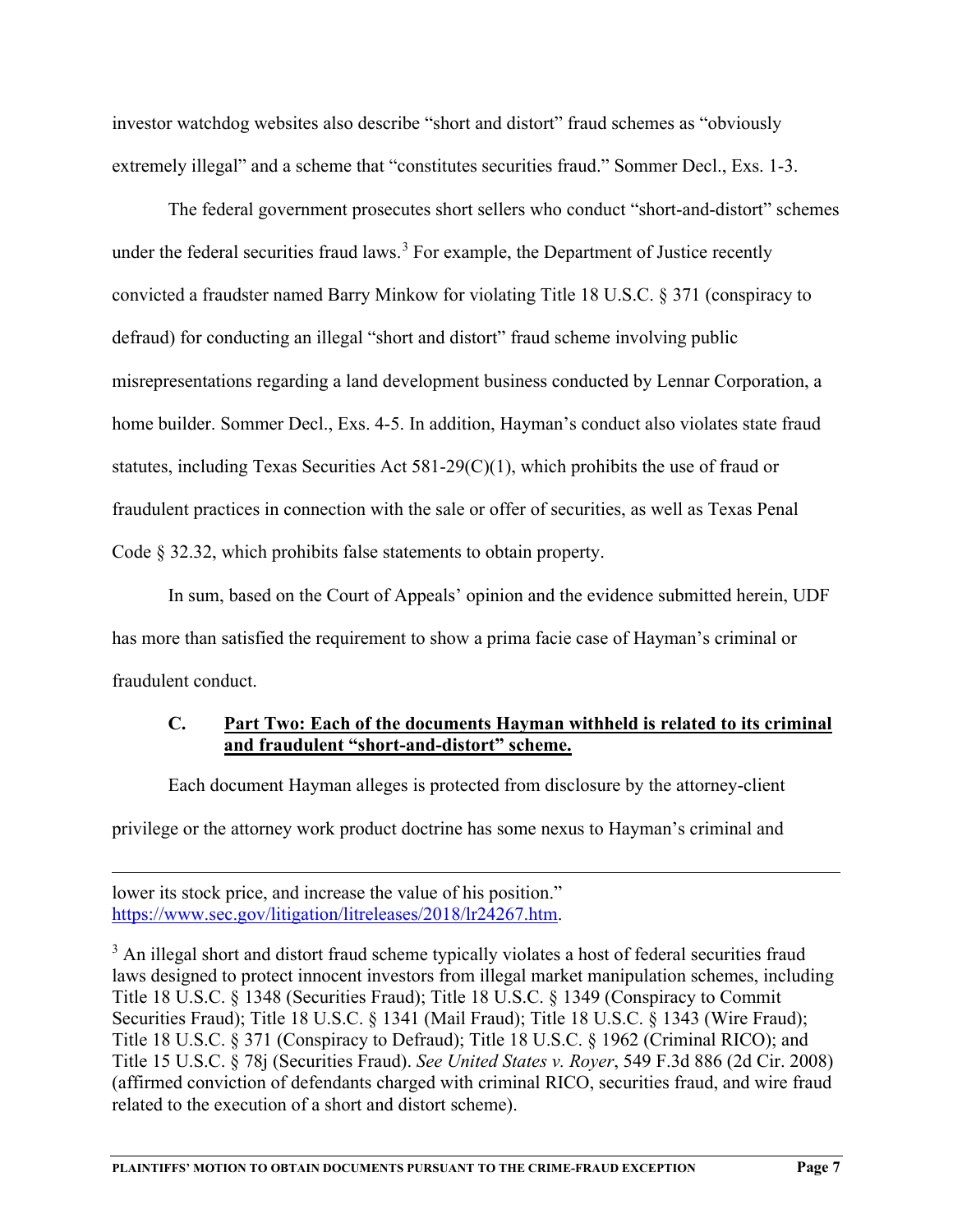investor watchdog websites also describe "short and distort" fraud schemes as "obviously extremely illegal" and a scheme that "constitutes securities fraud." Sommer Decl., Exs. 1-3.

The federal government prosecutes short sellers who conduct "short-and-distort" schemes under the federal securities fraud laws.[3] For example, the Department of Justice recently convicted a fraudster named Barry Minkow for violating Title 18 U.S.C. § 371 (conspiracy to defraud) for conducting an illegal "short and distort" fraud scheme involving public misrepresentations regarding a land development business conducted by Lennar Corporation, a home builder. Sommer Decl., Exs. 4-5. In addition, Hayman's conduct also violates state fraud statutes, including Texas Securities Act 581-29(C)(1), which prohibits the use of fraud or fraudulent practices in connection with the sale or offer of securities, as well as Texas Penal Code § 32.32, which prohibits false statements to obtain property.

In sum, based on the Court of Appeals' opinion and the evidence submitted herein, UDF has more than satisfied the requirement to show a prima facie case of Hayman's criminal or fraudulent conduct.

### C. Part Two: Each of the documents Hayman withheld is related to its criminal and fraudulent "short-and-distort" scheme.

Each document Hayman alleges is protected from disclosure by the attorney-client privilege or the attorney work product doctrine has some nexus to Hayman's criminal and

---

lower its stock price, and increase the value of his position." https://www.sec.gov/litigation/litreleases/2018/lr24267.htm.

[3] An illegal short and distort fraud scheme typically violates a host of federal securities fraud laws designed to protect innocent investors from illegal market manipulation schemes, including Title 18 U.S.C. § 1348 (Securities Fraud); Title 18 U.S.C. § 1349 (Conspiracy to Commit Securities Fraud); Title 18 U.S.C. § 1341 (Mail Fraud); Title 18 U.S.C. § 1343 (Wire Fraud); Title 18 U.S.C. § 371 (Conspiracy to Defraud); Title 18 U.S.C. § 1962 (Criminal RICO); and Title 15 U.S.C. § 78j (Securities Fraud). *See United States v. Royer*, 549 F.3d 886 (2d Cir. 2008) (affirmed conviction of defendants charged with criminal RICO, securities fraud, and wire fraud related to the execution of a short and distort scheme).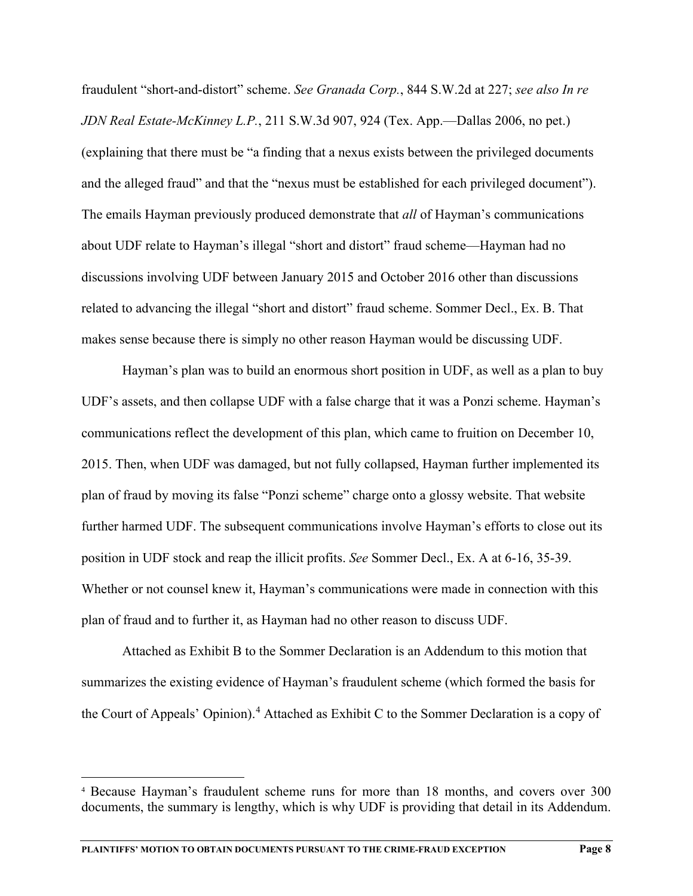fraudulent "short-and-distort" scheme. *See Granada Corp.*, 844 S.W.2d at 227; *see also In re JDN Real Estate-McKinney L.P.*, 211 S.W.3d 907, 924 (Tex. App.—Dallas 2006, no pet.) (explaining that there must be "a finding that a nexus exists between the privileged documents and the alleged fraud" and that the "nexus must be established for each privileged document"). The emails Hayman previously produced demonstrate that *all* of Hayman's communications about UDF relate to Hayman's illegal "short and distort" fraud scheme—Hayman had no discussions involving UDF between January 2015 and October 2016 other than discussions related to advancing the illegal "short and distort" fraud scheme. Sommer Decl., Ex. B. That makes sense because there is simply no other reason Hayman would be discussing UDF.

Hayman's plan was to build an enormous short position in UDF, as well as a plan to buy UDF's assets, and then collapse UDF with a false charge that it was a Ponzi scheme. Hayman's communications reflect the development of this plan, which came to fruition on December 10, 2015. Then, when UDF was damaged, but not fully collapsed, Hayman further implemented its plan of fraud by moving its false "Ponzi scheme" charge onto a glossy website. That website further harmed UDF. The subsequent communications involve Hayman's efforts to close out its position in UDF stock and reap the illicit profits. *See* Sommer Decl., Ex. A at 6-16, 35-39. Whether or not counsel knew it, Hayman's communications were made in connection with this plan of fraud and to further it, as Hayman had no other reason to discuss UDF.

Attached as Exhibit B to the Sommer Declaration is an Addendum to this motion that summarizes the existing evidence of Hayman's fraudulent scheme (which formed the basis for the Court of Appeals' Opinion).[4] Attached as Exhibit C to the Sommer Declaration is a copy of

---

[4] Because Hayman's fraudulent scheme runs for more than 18 months, and covers over 300 documents, the summary is lengthy, which is why UDF is providing that detail in its Addendum.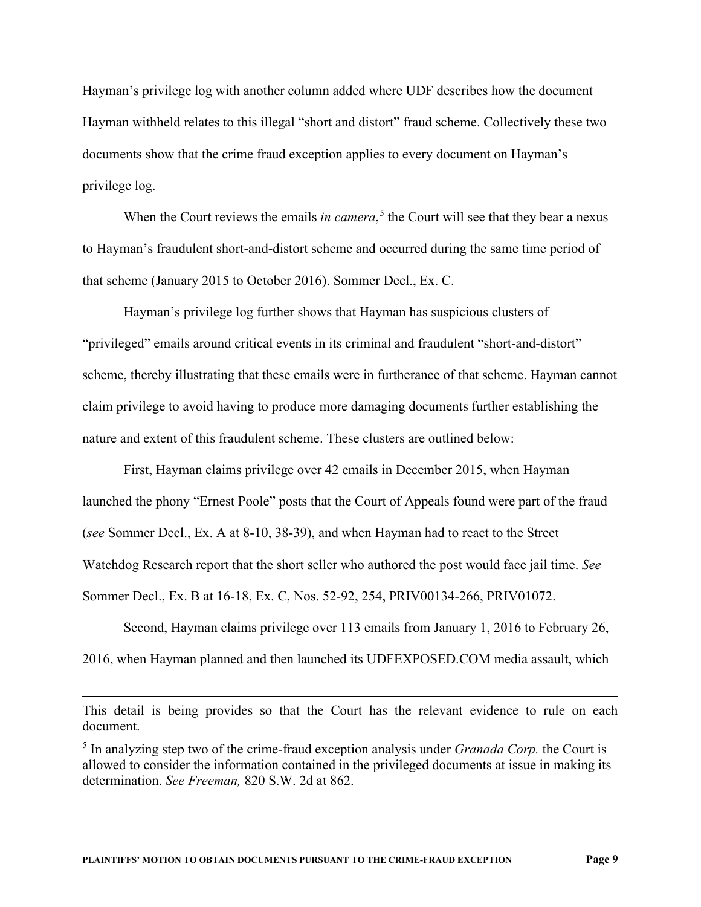Hayman's privilege log with another column added where UDF describes how the document Hayman withheld relates to this illegal "short and distort" fraud scheme. Collectively these two documents show that the crime fraud exception applies to every document on Hayman's privilege log.

When the Court reviews the emails *in camera*,[5] the Court will see that they bear a nexus to Hayman's fraudulent short-and-distort scheme and occurred during the same time period of that scheme (January 2015 to October 2016). Sommer Decl., Ex. C.

Hayman's privilege log further shows that Hayman has suspicious clusters of "privileged" emails around critical events in its criminal and fraudulent "short-and-distort" scheme, thereby illustrating that these emails were in furtherance of that scheme. Hayman cannot claim privilege to avoid having to produce more damaging documents further establishing the nature and extent of this fraudulent scheme. These clusters are outlined below:

<u>First</u>, Hayman claims privilege over 42 emails in December 2015, when Hayman launched the phony "Ernest Poole" posts that the Court of Appeals found were part of the fraud (*see* Sommer Decl., Ex. A at 8-10, 38-39), and when Hayman had to react to the Street Watchdog Research report that the short seller who authored the post would face jail time. *See* Sommer Decl., Ex. B at 16-18, Ex. C, Nos. 52-92, 254, PRIV00134-266, PRIV01072.

<u>Second</u>, Hayman claims privilege over 113 emails from January 1, 2016 to February 26, 2016, when Hayman planned and then launched its UDFEXPOSED.COM media assault, which

---

This detail is being provides so that the Court has the relevant evidence to rule on each document.

[5] In analyzing step two of the crime-fraud exception analysis under *Granada Corp.* the Court is allowed to consider the information contained in the privileged documents at issue in making its determination. *See Freeman,* 820 S.W. 2d at 862.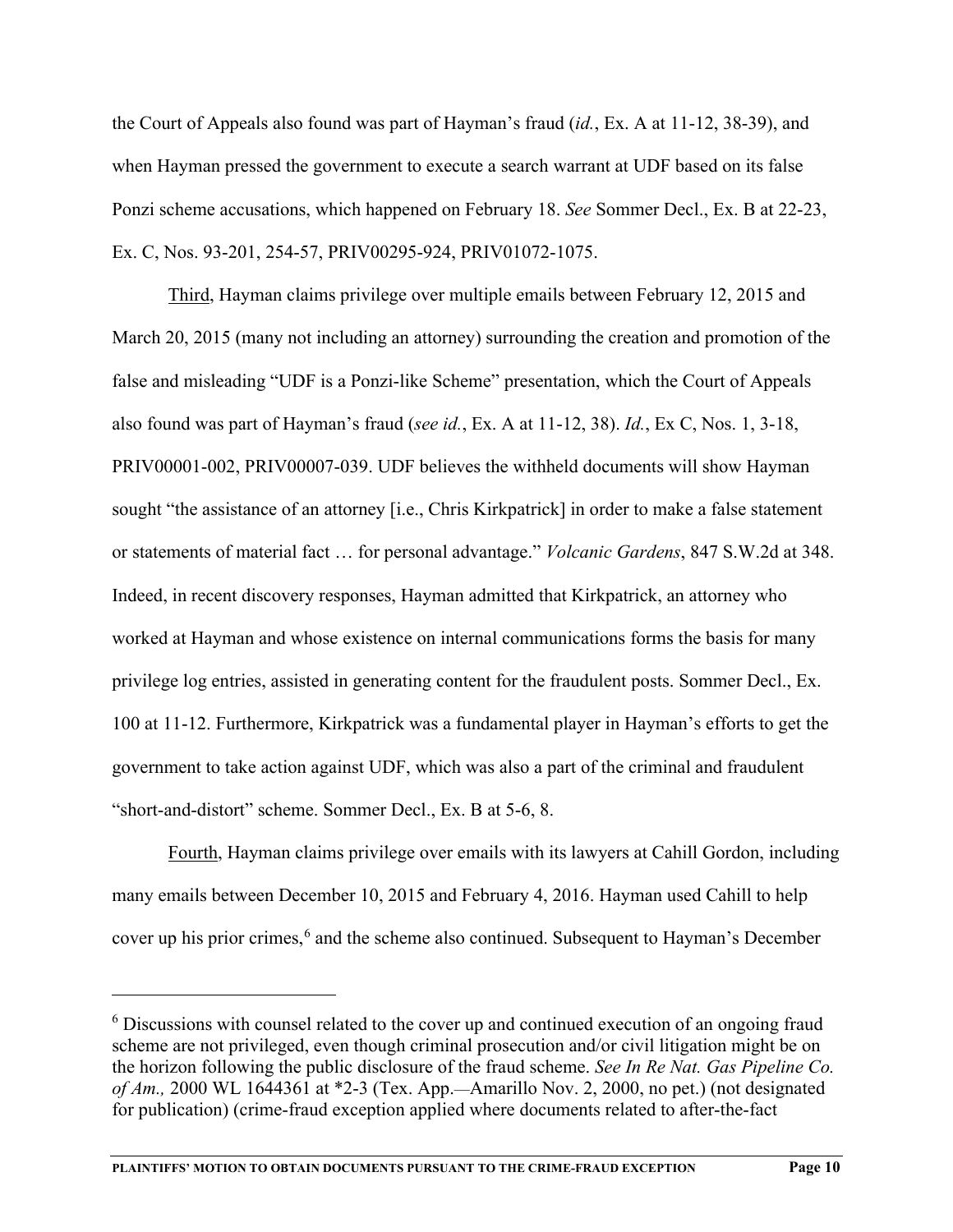the Court of Appeals also found was part of Hayman's fraud (*id.*, Ex. A at 11-12, 38-39), and when Hayman pressed the government to execute a search warrant at UDF based on its false Ponzi scheme accusations, which happened on February 18. *See* Sommer Decl., Ex. B at 22-23, Ex. C, Nos. 93-201, 254-57, PRIV00295-924, PRIV01072-1075.

Third, Hayman claims privilege over multiple emails between February 12, 2015 and March 20, 2015 (many not including an attorney) surrounding the creation and promotion of the false and misleading "UDF is a Ponzi-like Scheme" presentation, which the Court of Appeals also found was part of Hayman's fraud (*see id.*, Ex. A at 11-12, 38). *Id.*, Ex C, Nos. 1, 3-18, PRIV00001-002, PRIV00007-039. UDF believes the withheld documents will show Hayman sought "the assistance of an attorney [i.e., Chris Kirkpatrick] in order to make a false statement or statements of material fact … for personal advantage." *Volcanic Gardens*, 847 S.W.2d at 348. Indeed, in recent discovery responses, Hayman admitted that Kirkpatrick, an attorney who worked at Hayman and whose existence on internal communications forms the basis for many privilege log entries, assisted in generating content for the fraudulent posts. Sommer Decl., Ex. 100 at 11-12. Furthermore, Kirkpatrick was a fundamental player in Hayman's efforts to get the government to take action against UDF, which was also a part of the criminal and fraudulent "short-and-distort" scheme. Sommer Decl., Ex. B at 5-6, 8.

Fourth, Hayman claims privilege over emails with its lawyers at Cahill Gordon, including many emails between December 10, 2015 and February 4, 2016. Hayman used Cahill to help cover up his prior crimes,[6] and the scheme also continued. Subsequent to Hayman's December

---

[6] Discussions with counsel related to the cover up and continued execution of an ongoing fraud scheme are not privileged, even though criminal prosecution and/or civil litigation might be on the horizon following the public disclosure of the fraud scheme. *See In Re Nat. Gas Pipeline Co. of Am.,* 2000 WL 1644361 at *2-3 (Tex. App.—Amarillo Nov. 2, 2000, no pet.) (not designated for publication) (crime-fraud exception applied where documents related to after-the-fact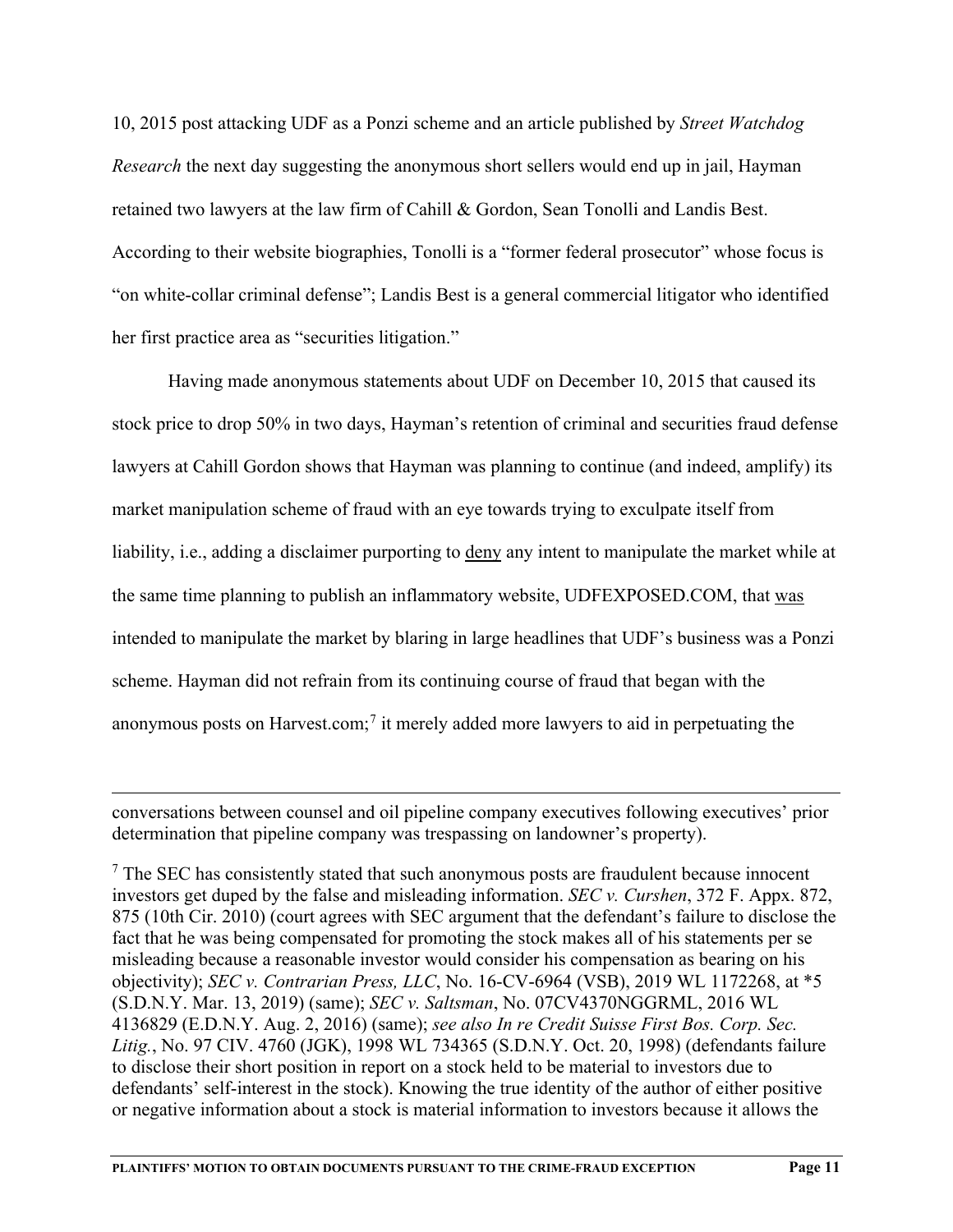10, 2015 post attacking UDF as a Ponzi scheme and an article published by *Street Watchdog Research* the next day suggesting the anonymous short sellers would end up in jail, Hayman retained two lawyers at the law firm of Cahill & Gordon, Sean Tonolli and Landis Best. According to their website biographies, Tonolli is a "former federal prosecutor" whose focus is "on white-collar criminal defense"; Landis Best is a general commercial litigator who identified her first practice area as "securities litigation."

Having made anonymous statements about UDF on December 10, 2015 that caused its stock price to drop 50% in two days, Hayman's retention of criminal and securities fraud defense lawyers at Cahill Gordon shows that Hayman was planning to continue (and indeed, amplify) its market manipulation scheme of fraud with an eye towards trying to exculpate itself from liability, i.e., adding a disclaimer purporting to <u>deny</u> any intent to manipulate the market while at the same time planning to publish an inflammatory website, UDFEXPOSED.COM, that <u>was</u> intended to manipulate the market by blaring in large headlines that UDF's business was a Ponzi scheme. Hayman did not refrain from its continuing course of fraud that began with the anonymous posts on Harvest.com;[7] it merely added more lawyers to aid in perpetuating the

---

conversations between counsel and oil pipeline company executives following executives' prior determination that pipeline company was trespassing on landowner's property).

[7] The SEC has consistently stated that such anonymous posts are fraudulent because innocent investors get duped by the false and misleading information. *SEC v. Curshen*, 372 F. Appx. 872, 875 (10th Cir. 2010) (court agrees with SEC argument that the defendant's failure to disclose the fact that he was being compensated for promoting the stock makes all of his statements per se misleading because a reasonable investor would consider his compensation as bearing on his objectivity); *SEC v. Contrarian Press, LLC*, No. 16-CV-6964 (VSB), 2019 WL 1172268, at *5 (S.D.N.Y. Mar. 13, 2019) (same); *SEC v. Saltsman*, No. 07CV4370NGGRML, 2016 WL 4136829 (E.D.N.Y. Aug. 2, 2016) (same); *see also In re Credit Suisse First Bos. Corp. Sec. Litig.*, No. 97 CIV. 4760 (JGK), 1998 WL 734365 (S.D.N.Y. Oct. 20, 1998) (defendants failure to disclose their short position in report on a stock held to be material to investors due to defendants' self-interest in the stock). Knowing the true identity of the author of either positive or negative information about a stock is material information to investors because it allows the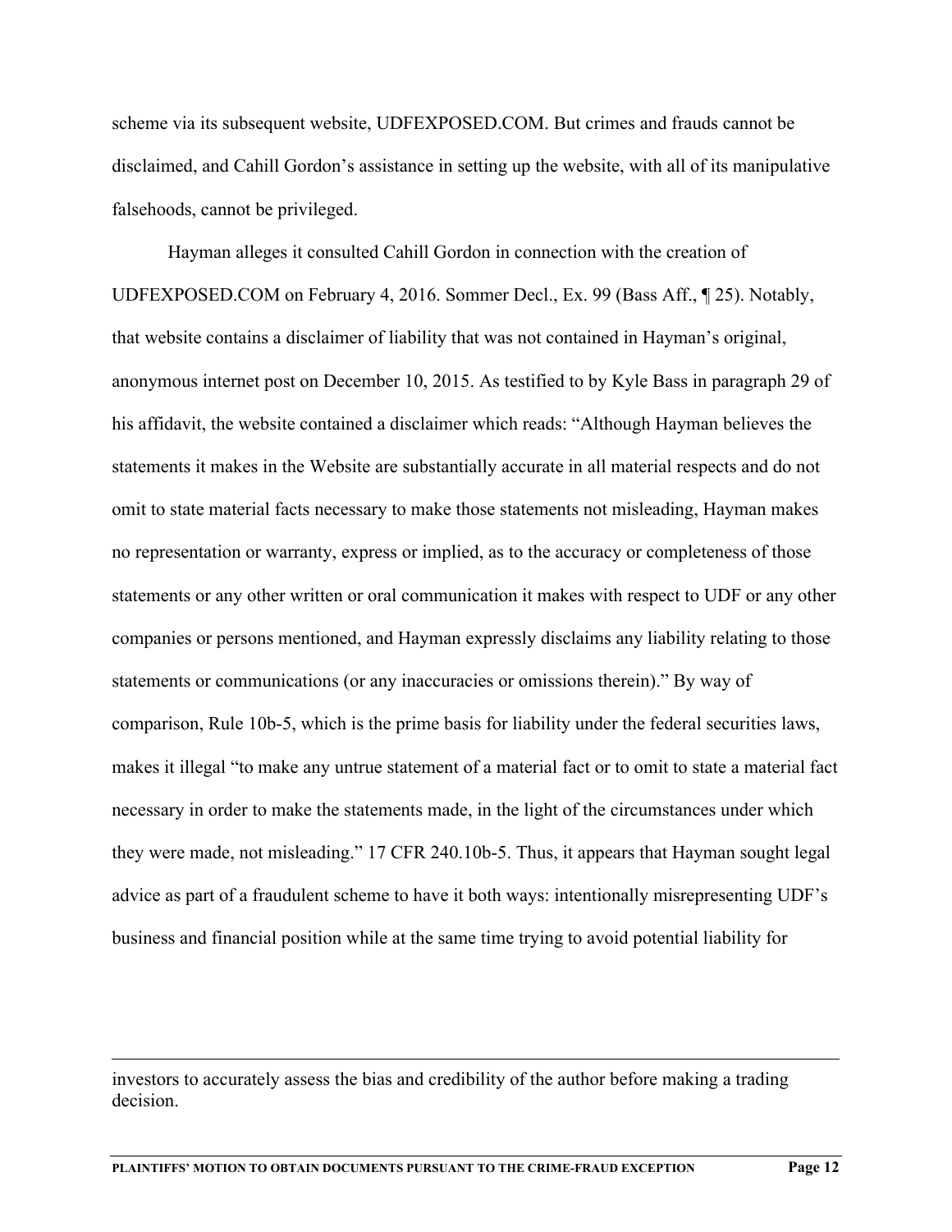scheme via its subsequent website, UDFEXPOSED.COM. But crimes and frauds cannot be disclaimed, and Cahill Gordon's assistance in setting up the website, with all of its manipulative falsehoods, cannot be privileged.

Hayman alleges it consulted Cahill Gordon in connection with the creation of UDFEXPOSED.COM on February 4, 2016. Sommer Decl., Ex. 99 (Bass Aff., ¶ 25). Notably, that website contains a disclaimer of liability that was not contained in Hayman's original, anonymous internet post on December 10, 2015. As testified to by Kyle Bass in paragraph 29 of his affidavit, the website contained a disclaimer which reads: "Although Hayman believes the statements it makes in the Website are substantially accurate in all material respects and do not omit to state material facts necessary to make those statements not misleading, Hayman makes no representation or warranty, express or implied, as to the accuracy or completeness of those statements or any other written or oral communication it makes with respect to UDF or any other companies or persons mentioned, and Hayman expressly disclaims any liability relating to those statements or communications (or any inaccuracies or omissions therein)." By way of comparison, Rule 10b-5, which is the prime basis for liability under the federal securities laws, makes it illegal "to make any untrue statement of a material fact or to omit to state a material fact necessary in order to make the statements made, in the light of the circumstances under which they were made, not misleading." 17 CFR 240.10b-5. Thus, it appears that Hayman sought legal advice as part of a fraudulent scheme to have it both ways: intentionally misrepresenting UDF's business and financial position while at the same time trying to avoid potential liability for

---

investors to accurately assess the bias and credibility of the author before making a trading decision.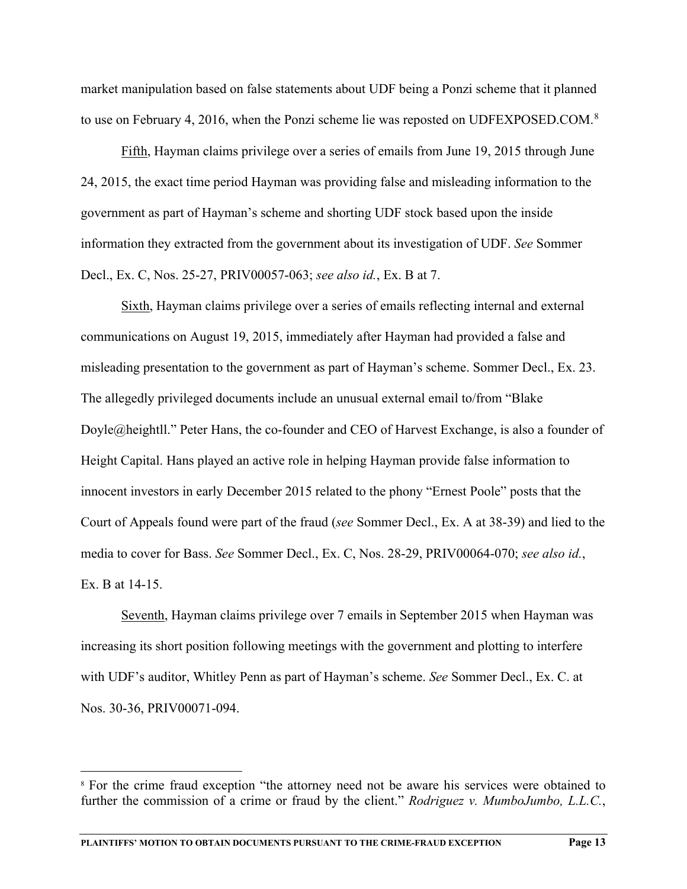market manipulation based on false statements about UDF being a Ponzi scheme that it planned to use on February 4, 2016, when the Ponzi scheme lie was reposted on UDFEXPOSED.COM.[8]

Fifth, Hayman claims privilege over a series of emails from June 19, 2015 through June 24, 2015, the exact time period Hayman was providing false and misleading information to the government as part of Hayman's scheme and shorting UDF stock based upon the inside information they extracted from the government about its investigation of UDF. *See* Sommer Decl., Ex. C, Nos. 25-27, PRIV00057-063; *see also id.*, Ex. B at 7.

Sixth, Hayman claims privilege over a series of emails reflecting internal and external communications on August 19, 2015, immediately after Hayman had provided a false and misleading presentation to the government as part of Hayman's scheme. Sommer Decl., Ex. 23. The allegedly privileged documents include an unusual external email to/from "Blake Doyle@heightll." Peter Hans, the co-founder and CEO of Harvest Exchange, is also a founder of Height Capital. Hans played an active role in helping Hayman provide false information to innocent investors in early December 2015 related to the phony "Ernest Poole" posts that the Court of Appeals found were part of the fraud (*see* Sommer Decl., Ex. A at 38-39) and lied to the media to cover for Bass. *See* Sommer Decl., Ex. C, Nos. 28-29, PRIV00064-070; *see also id.*, Ex. B at 14-15.

Seventh, Hayman claims privilege over 7 emails in September 2015 when Hayman was increasing its short position following meetings with the government and plotting to interfere with UDF's auditor, Whitley Penn as part of Hayman's scheme. *See* Sommer Decl., Ex. C. at Nos. 30-36, PRIV00071-094.

---

[8] For the crime fraud exception "the attorney need not be aware his services were obtained to further the commission of a crime or fraud by the client." *Rodriguez v. MumboJumbo, L.L.C.*,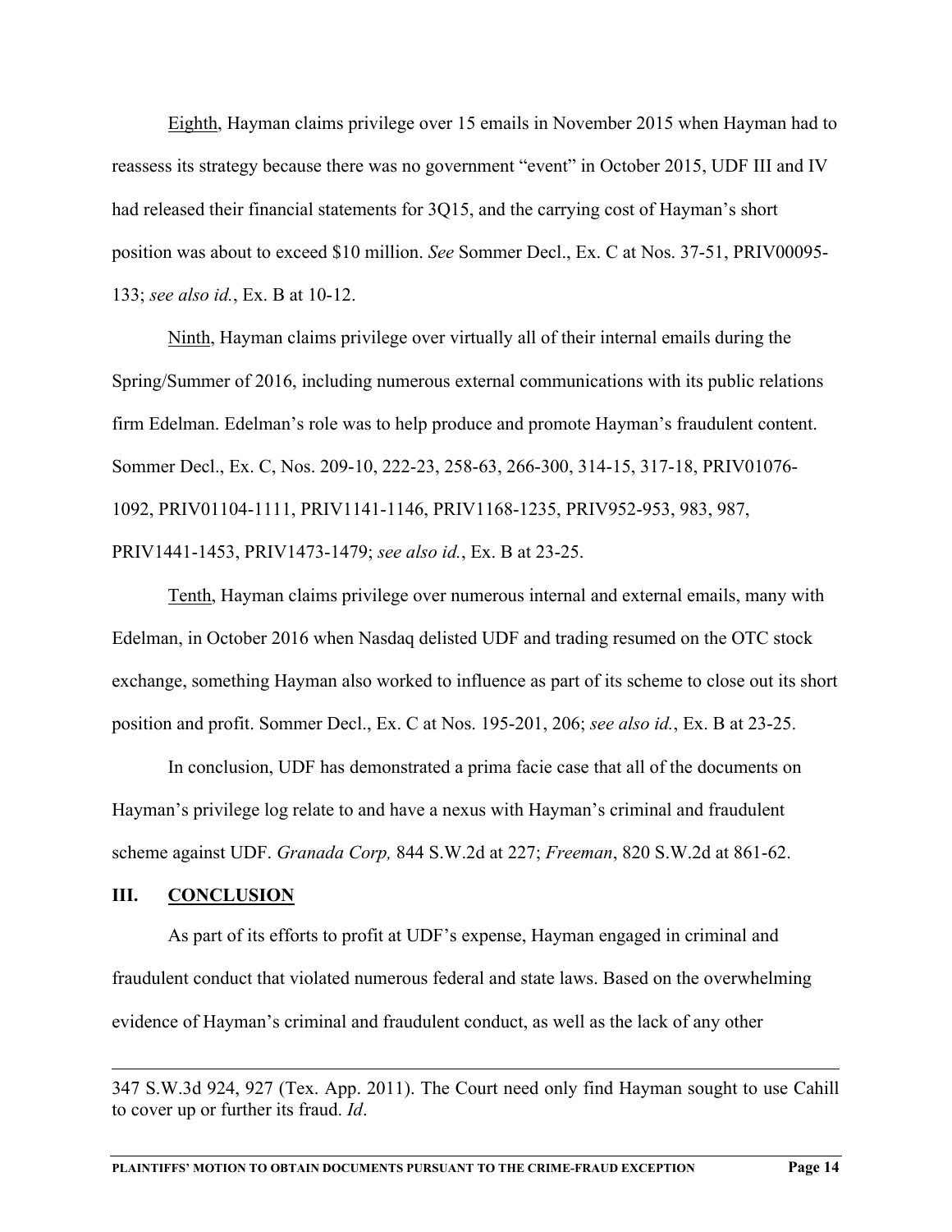Eighth, Hayman claims privilege over 15 emails in November 2015 when Hayman had to reassess its strategy because there was no government "event" in October 2015, UDF III and IV had released their financial statements for 3Q15, and the carrying cost of Hayman's short position was about to exceed $10 million. *See* Sommer Decl., Ex. C at Nos. 37-51, PRIV00095-133; *see also id.*, Ex. B at 10-12.

Ninth, Hayman claims privilege over virtually all of their internal emails during the Spring/Summer of 2016, including numerous external communications with its public relations firm Edelman. Edelman's role was to help produce and promote Hayman's fraudulent content. Sommer Decl., Ex. C, Nos. 209-10, 222-23, 258-63, 266-300, 314-15, 317-18, PRIV01076-1092, PRIV01104-1111, PRIV1141-1146, PRIV1168-1235, PRIV952-953, 983, 987, PRIV1441-1453, PRIV1473-1479; *see also id.*, Ex. B at 23-25.

Tenth, Hayman claims privilege over numerous internal and external emails, many with Edelman, in October 2016 when Nasdaq delisted UDF and trading resumed on the OTC stock exchange, something Hayman also worked to influence as part of its scheme to close out its short position and profit. Sommer Decl., Ex. C at Nos. 195-201, 206; *see also id.*, Ex. B at 23-25.

In conclusion, UDF has demonstrated a prima facie case that all of the documents on Hayman's privilege log relate to and have a nexus with Hayman's criminal and fraudulent scheme against UDF. *Granada Corp,* 844 S.W.2d at 227; *Freeman*, 820 S.W.2d at 861-62.

## III. CONCLUSION

As part of its efforts to profit at UDF's expense, Hayman engaged in criminal and fraudulent conduct that violated numerous federal and state laws. Based on the overwhelming evidence of Hayman's criminal and fraudulent conduct, as well as the lack of any other

---

347 S.W.3d 924, 927 (Tex. App. 2011). The Court need only find Hayman sought to use Cahill to cover up or further its fraud. *Id*.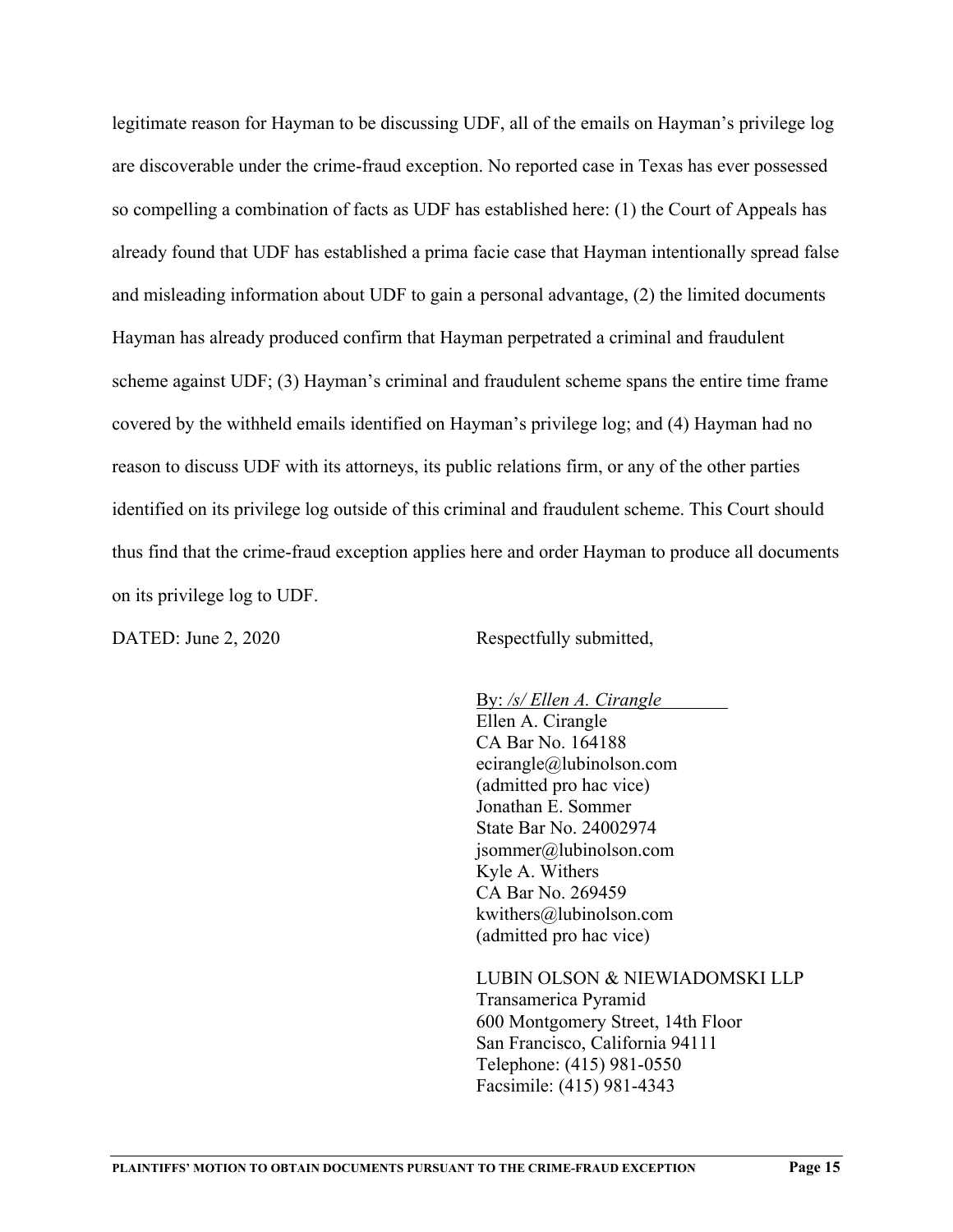legitimate reason for Hayman to be discussing UDF, all of the emails on Hayman's privilege log are discoverable under the crime-fraud exception. No reported case in Texas has ever possessed so compelling a combination of facts as UDF has established here: (1) the Court of Appeals has already found that UDF has established a prima facie case that Hayman intentionally spread false and misleading information about UDF to gain a personal advantage, (2) the limited documents Hayman has already produced confirm that Hayman perpetrated a criminal and fraudulent scheme against UDF; (3) Hayman's criminal and fraudulent scheme spans the entire time frame covered by the withheld emails identified on Hayman's privilege log; and (4) Hayman had no reason to discuss UDF with its attorneys, its public relations firm, or any of the other parties identified on its privilege log outside of this criminal and fraudulent scheme. This Court should thus find that the crime-fraud exception applies here and order Hayman to produce all documents on its privilege log to UDF.

DATED: June 2, 2020

Respectfully submitted,

By: */s/ Ellen A. Cirangle*
Ellen A. Cirangle
CA Bar No. 164188
ecirangle@lubinolson.com
(admitted pro hac vice)
Jonathan E. Sommer
State Bar No. 24002974
jsommer@lubinolson.com
Kyle A. Withers
CA Bar No. 269459
kwithers@lubinolson.com
(admitted pro hac vice)

LUBIN OLSON & NIEWIADOMSKI LLP
Transamerica Pyramid
600 Montgomery Street, 14th Floor
San Francisco, California 94111
Telephone: (415) 981-0550
Facsimile: (415) 981-4343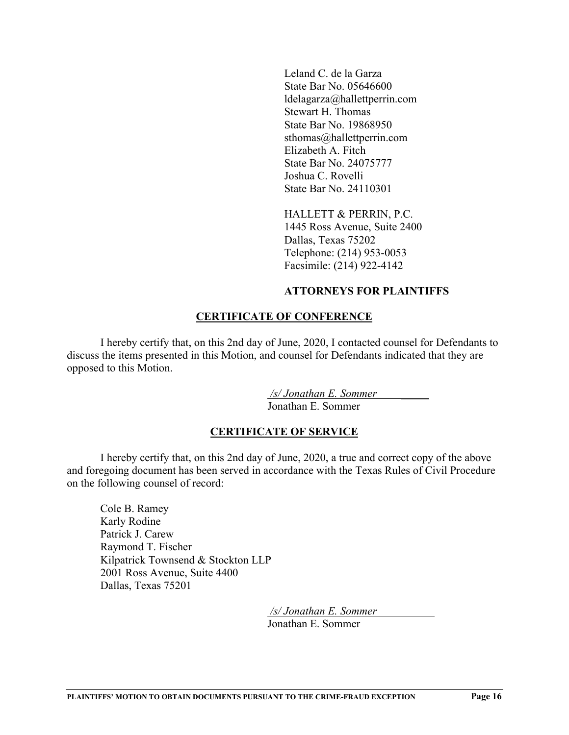Leland C. de la Garza
State Bar No. 05646600
ldelagarza@hallettperrin.com
Stewart H. Thomas
State Bar No. 19868950
sthomas@hallettperrin.com
Elizabeth A. Fitch
State Bar No. 24075777
Joshua C. Rovelli
State Bar No. 24110301

HALLETT & PERRIN, P.C.
1445 Ross Avenue, Suite 2400
Dallas, Texas 75202
Telephone: (214) 953-0053
Facsimile: (214) 922-4142

**ATTORNEYS FOR PLAINTIFFS**

## CERTIFICATE OF CONFERENCE

I hereby certify that, on this 2nd day of June, 2020, I contacted counsel for Defendants to discuss the items presented in this Motion, and counsel for Defendants indicated that they are opposed to this Motion.

*/s/ Jonathan E. Sommer*
Jonathan E. Sommer

## CERTIFICATE OF SERVICE

I hereby certify that, on this 2nd day of June, 2020, a true and correct copy of the above and foregoing document has been served in accordance with the Texas Rules of Civil Procedure on the following counsel of record:

Cole B. Ramey
Karly Rodine
Patrick J. Carew
Raymond T. Fischer
Kilpatrick Townsend & Stockton LLP
2001 Ross Avenue, Suite 4400
Dallas, Texas 75201

*/s/ Jonathan E. Sommer*
Jonathan E. Sommer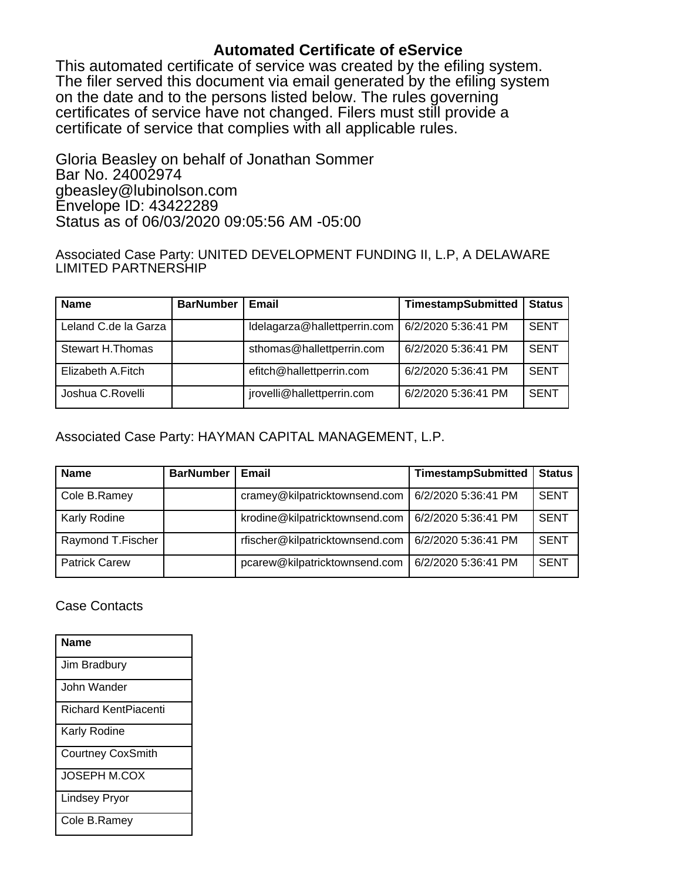## Automated Certificate of eService

This automated certificate of service was created by the efiling system. The filer served this document via email generated by the efiling system on the date and to the persons listed below. The rules governing certificates of service have not changed. Filers must still provide a certificate of service that complies with all applicable rules.

Gloria Beasley on behalf of Jonathan Sommer
Bar No. 24002974
gbeasley@lubinolson.com
Envelope ID: 43422289
Status as of 06/03/2020 09:05:56 AM -05:00

Associated Case Party: UNITED DEVELOPMENT FUNDING II, L.P, A DELAWARE LIMITED PARTNERSHIP

| Name | BarNumber | Email | TimestampSubmitted | Status |
|---|---|---|---|---|
| Leland C.de la Garza | | ldelagarza@hallettperrin.com | 6/2/2020 5:36:41 PM | SENT |
| Stewart H.Thomas | | sthomas@hallettperrin.com | 6/2/2020 5:36:41 PM | SENT |
| Elizabeth A.Fitch | | efitch@hallettperrin.com | 6/2/2020 5:36:41 PM | SENT |
| Joshua C.Rovelli | | jrovelli@hallettperrin.com | 6/2/2020 5:36:41 PM | SENT |

Associated Case Party: HAYMAN CAPITAL MANAGEMENT, L.P.

| Name | BarNumber | Email | TimestampSubmitted | Status |
|---|---|---|---|---|
| Cole B.Ramey | | cramey@kilpatricktownsend.com | 6/2/2020 5:36:41 PM | SENT |
| Karly Rodine | | krodine@kilpatricktownsend.com | 6/2/2020 5:36:41 PM | SENT |
| Raymond T.Fischer | | rfischer@kilpatricktownsend.com | 6/2/2020 5:36:41 PM | SENT |
| Patrick Carew | | pcarew@kilpatricktownsend.com | 6/2/2020 5:36:41 PM | SENT |

Case Contacts

| Name |
|---|
| Jim Bradbury |
| John Wander |
| Richard KentPiacenti |
| Karly Rodine |
| Courtney CoxSmith |
| JOSEPH M.COX |
| Lindsey Pryor |
| Cole B.Ramey |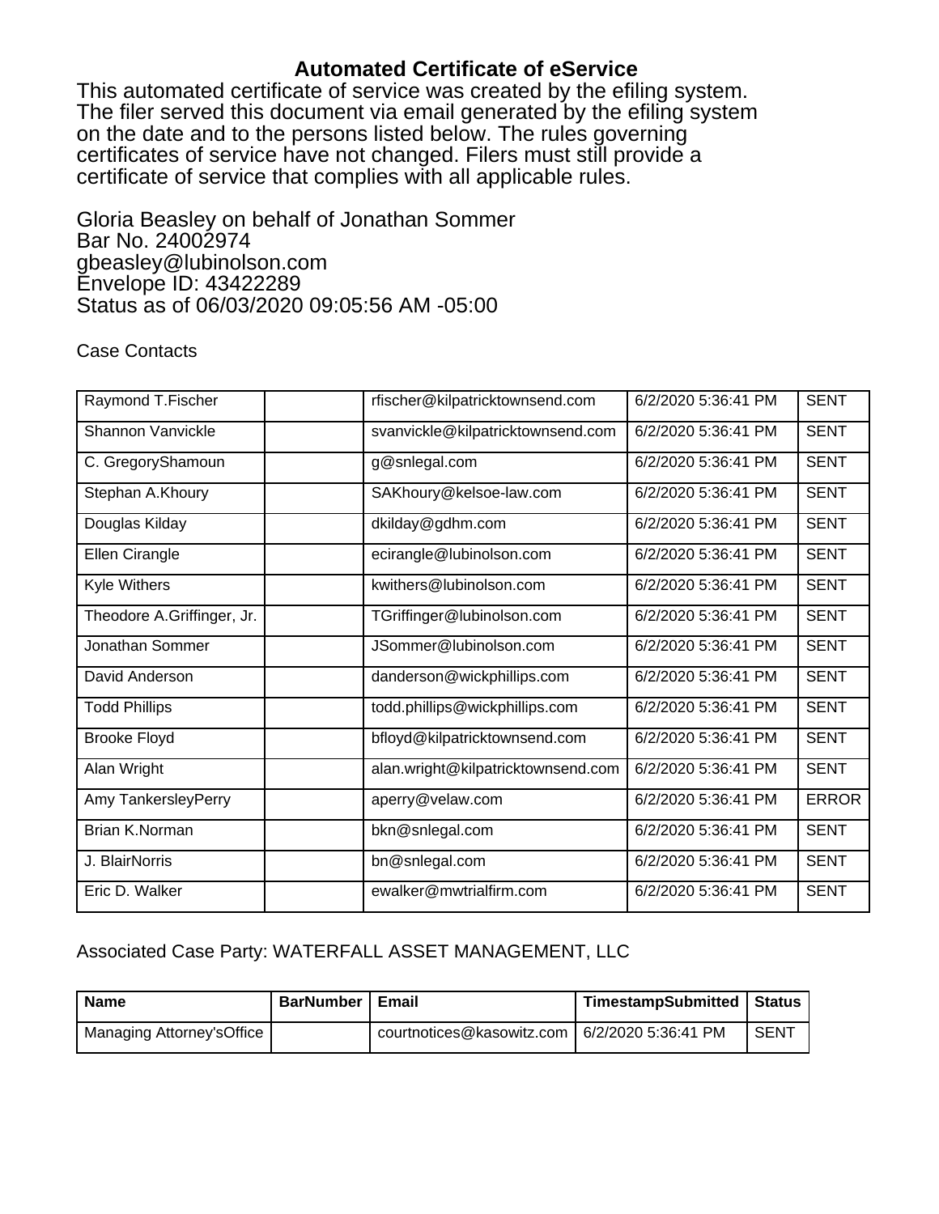## Automated Certificate of eService

This automated certificate of service was created by the efiling system. The filer served this document via email generated by the efiling system on the date and to the persons listed below. The rules governing certificates of service have not changed. Filers must still provide a certificate of service that complies with all applicable rules.

Gloria Beasley on behalf of Jonathan Sommer
Bar No. 24002974
gbeasley@lubinolson.com
Envelope ID: 43422289
Status as of 06/03/2020 09:05:56 AM -05:00

Case Contacts

| | | | | |
|---|---|---|---|---|
| Raymond T.Fischer | | rfischer@kilpatricktownsend.com | 6/2/2020 5:36:41 PM | SENT |
| Shannon Vanvickle | | svanvickle@kilpatricktownsend.com | 6/2/2020 5:36:41 PM | SENT |
| C. GregoryShamoun | | g@snlegal.com | 6/2/2020 5:36:41 PM | SENT |
| Stephan A.Khoury | | SAKhoury@kelsoe-law.com | 6/2/2020 5:36:41 PM | SENT |
| Douglas Kilday | | dkilday@gdhm.com | 6/2/2020 5:36:41 PM | SENT |
| Ellen Cirangle | | ecirangle@lubinolson.com | 6/2/2020 5:36:41 PM | SENT |
| Kyle Withers | | kwithers@lubinolson.com | 6/2/2020 5:36:41 PM | SENT |
| Theodore A.Griffinger, Jr. | | TGriffinger@lubinolson.com | 6/2/2020 5:36:41 PM | SENT |
| Jonathan Sommer | | JSommer@lubinolson.com | 6/2/2020 5:36:41 PM | SENT |
| David Anderson | | danderson@wickphillips.com | 6/2/2020 5:36:41 PM | SENT |
| Todd Phillips | | todd.phillips@wickphillips.com | 6/2/2020 5:36:41 PM | SENT |
| Brooke Floyd | | bfloyd@kilpatricktownsend.com | 6/2/2020 5:36:41 PM | SENT |
| Alan Wright | | alan.wright@kilpatricktownsend.com | 6/2/2020 5:36:41 PM | SENT |
| Amy TankersleyPerry | | aperry@velaw.com | 6/2/2020 5:36:41 PM | ERROR |
| Brian K.Norman | | bkn@snlegal.com | 6/2/2020 5:36:41 PM | SENT |
| J. BlairNorris | | bn@snlegal.com | 6/2/2020 5:36:41 PM | SENT |
| Eric D. Walker | | ewalker@mwtrialfirm.com | 6/2/2020 5:36:41 PM | SENT |

Associated Case Party: WATERFALL ASSET MANAGEMENT, LLC

| Name | BarNumber | Email | TimestampSubmitted | Status |
|---|---|---|---|---|
| Managing Attorney'sOffice | | courtnotices@kasowitz.com | 6/2/2020 5:36:41 PM | SENT |